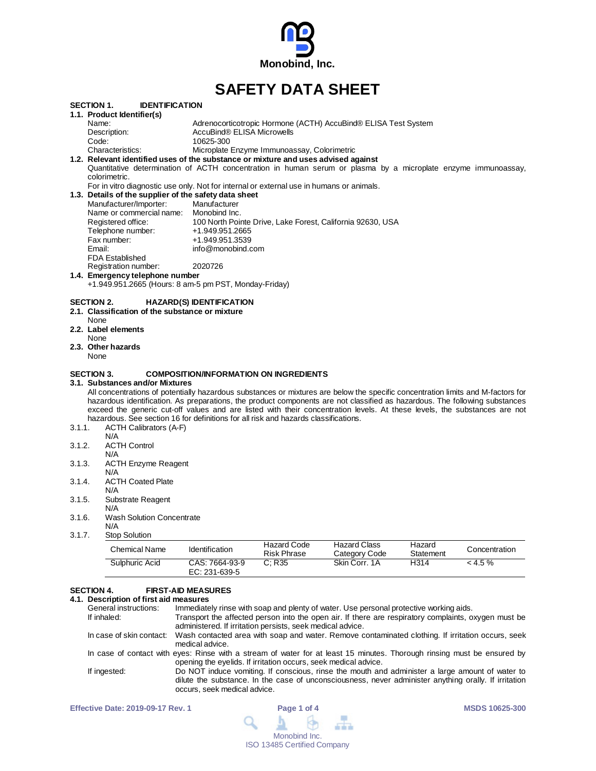Monobind, Inc.

# SAFETY DATA SHEET

## SECTION 1. IDENTIFICATION

### 1.1. Product Identifier(s)

Name: Adrenocorticotropic Hormone (ACTH) AccuBind® ELISA Test System
Description: AccuBind® ELISA Microwells
Code: 10625-300
Characteristics: Microplate Enzyme Immunoassay, Colorimetric

### 1.2. Relevant identified uses of the substance or mixture and uses advised against

Quantitative determination of ACTH concentration in human serum or plasma by a microplate enzyme immunoassay, colorimetric.

For in vitro diagnostic use only. Not for internal or external use in humans or animals.

### 1.3. Details of the supplier of the safety data sheet

Manufacturer/Importer: Manufacturer
Name or commercial name: Monobind Inc.
Registered office: 100 North Pointe Drive, Lake Forest, California 92630, USA
Telephone number: +1.949.951.2665
Fax number: +1.949.951.3539
Email: info@monobind.com
FDA Established Registration number: 2020726

### 1.4. Emergency telephone number

+1.949.951.2665 (Hours: 8 am-5 pm PST, Monday-Friday)

## SECTION 2. HAZARD(S) IDENTIFICATION

### 2.1. Classification of the substance or mixture

None

### 2.2. Label elements

None

### 2.3. Other hazards

None

## SECTION 3. COMPOSITION/INFORMATION ON INGREDIENTS

### 3.1. Substances and/or Mixtures

All concentrations of potentially hazardous substances or mixtures are below the specific concentration limits and M-factors for hazardous identification. As preparations, the product components are not classified as hazardous. The following substances exceed the generic cut-off values and are listed with their concentration levels. At these levels, the substances are not hazardous. See section 16 for definitions for all risk and hazards classifications.

3.1.1. ACTH Calibrators (A-F)
N/A

3.1.2. ACTH Control
N/A

3.1.3. ACTH Enzyme Reagent
N/A

3.1.4. ACTH Coated Plate
N/A

3.1.5. Substrate Reagent
N/A

3.1.6. Wash Solution Concentrate
N/A

3.1.7. Stop Solution

| Chemical Name | Identification | Hazard Code Risk Phrase | Hazard Class Category Code | Hazard Statement | Concentration |
|---|---|---|---|---|---|
| Sulphuric Acid | CAS: 7664-93-9 EC: 231-639-5 | C; R35 | Skin Corr. 1A | H314 | < 4.5 % |

## SECTION 4. FIRST-AID MEASURES

### 4.1. Description of first aid measures

General instructions: Immediately rinse with soap and plenty of water. Use personal protective working aids.

If inhaled: Transport the affected person into the open air. If there are respiratory complaints, oxygen must be administered. If irritation persists, seek medical advice.

In case of skin contact: Wash contacted area with soap and water. Remove contaminated clothing. If irritation occurs, seek medical advice.

In case of contact with eyes: Rinse with a stream of water for at least 15 minutes. Thorough rinsing must be ensured by opening the eyelids. If irritation occurs, seek medical advice.

If ingested: Do NOT induce vomiting. If conscious, rinse the mouth and administer a large amount of water to dilute the substance. In the case of unconsciousness, never administer anything orally. If irritation occurs, seek medical advice.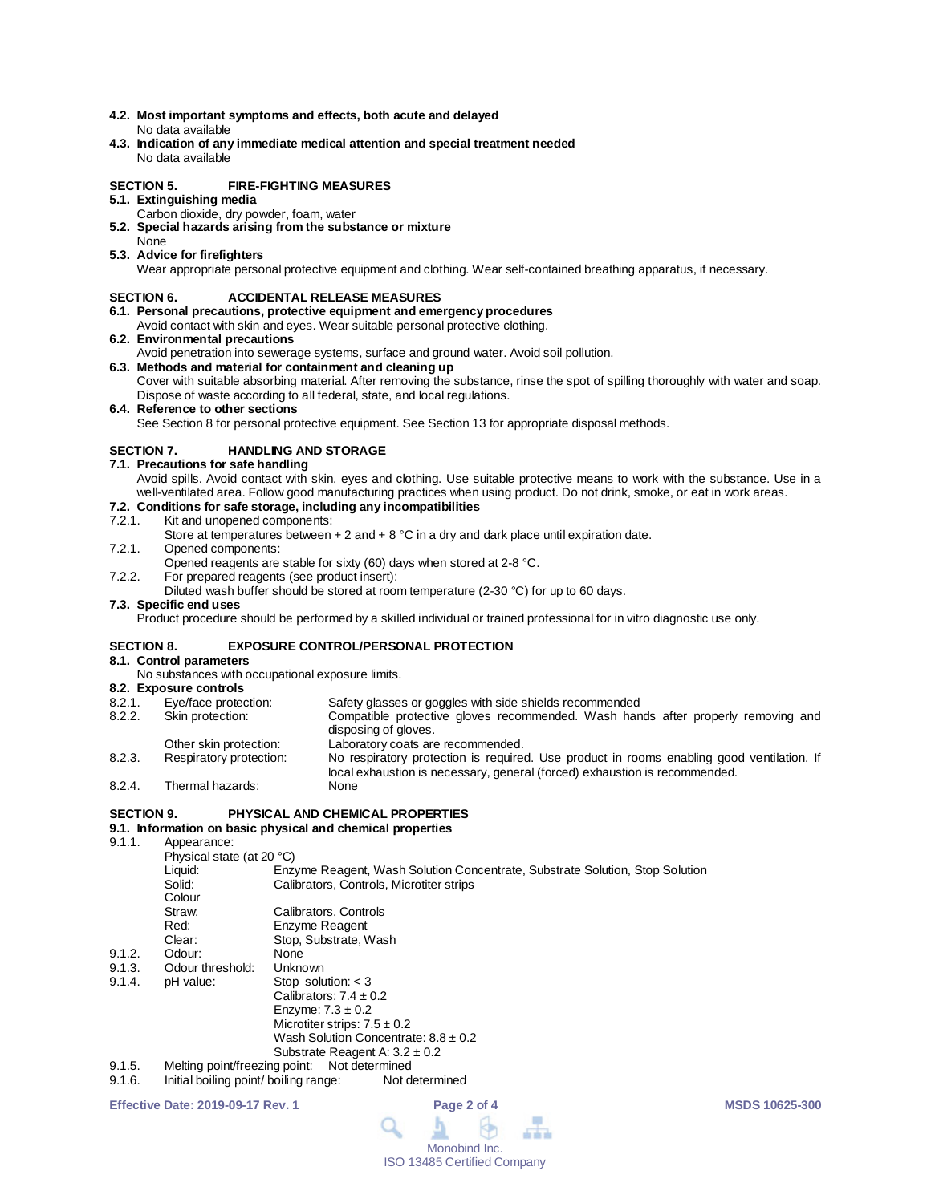**4.2. Most important symptoms and effects, both acute and delayed**

No data available

**4.3. Indication of any immediate medical attention and special treatment needed**

No data available

## SECTION 5. FIRE-FIGHTING MEASURES

**5.1. Extinguishing media**

Carbon dioxide, dry powder, foam, water

**5.2. Special hazards arising from the substance or mixture**

None

**5.3. Advice for firefighters**

Wear appropriate personal protective equipment and clothing. Wear self-contained breathing apparatus, if necessary.

## SECTION 6. ACCIDENTAL RELEASE MEASURES

**6.1. Personal precautions, protective equipment and emergency procedures**

Avoid contact with skin and eyes. Wear suitable personal protective clothing.

**6.2. Environmental precautions**

Avoid penetration into sewerage systems, surface and ground water. Avoid soil pollution.

**6.3. Methods and material for containment and cleaning up**

Cover with suitable absorbing material. After removing the substance, rinse the spot of spilling thoroughly with water and soap. Dispose of waste according to all federal, state, and local regulations.

**6.4. Reference to other sections**

See Section 8 for personal protective equipment. See Section 13 for appropriate disposal methods.

## SECTION 7. HANDLING AND STORAGE

**7.1. Precautions for safe handling**

Avoid spills. Avoid contact with skin, eyes and clothing. Use suitable protective means to work with the substance. Use in a well-ventilated area. Follow good manufacturing practices when using product. Do not drink, smoke, or eat in work areas.

**7.2. Conditions for safe storage, including any incompatibilities**

7.2.1. Kit and unopened components:
Store at temperatures between + 2 and + 8 °C in a dry and dark place until expiration date.

7.2.1. Opened components:
Opened reagents are stable for sixty (60) days when stored at 2-8 °C.

7.2.2. For prepared reagents (see product insert):
Diluted wash buffer should be stored at room temperature (2-30 °C) for up to 60 days.

**7.3. Specific end uses**

Product procedure should be performed by a skilled individual or trained professional for in vitro diagnostic use only.

## SECTION 8. EXPOSURE CONTROL/PERSONAL PROTECTION

**8.1. Control parameters**

No substances with occupational exposure limits.

**8.2. Exposure controls**

| | | |
|---|---|---|
| 8.2.1. | Eye/face protection: | Safety glasses or goggles with side shields recommended |
| 8.2.2. | Skin protection: | Compatible protective gloves recommended. Wash hands after properly removing and disposing of gloves. |
| | Other skin protection: | Laboratory coats are recommended. |
| 8.2.3. | Respiratory protection: | No respiratory protection is required. Use product in rooms enabling good ventilation. If local exhaustion is necessary, general (forced) exhaustion is recommended. |
| 8.2.4. | Thermal hazards: | None |

## SECTION 9. PHYSICAL AND CHEMICAL PROPERTIES

**9.1. Information on basic physical and chemical properties**

9.1.1. Appearance:

Physical state (at 20 °C)

| | |
|---|---|
| Liquid: | Enzyme Reagent, Wash Solution Concentrate, Substrate Solution, Stop Solution |
| Solid: | Calibrators, Controls, Microtiter strips |

Colour

| | |
|---|---|
| Straw: | Calibrators, Controls |
| Red: | Enzyme Reagent |
| Clear: | Stop, Substrate, Wash |

9.1.2. Odour: None

9.1.3. Odour threshold: Unknown

9.1.4. pH value:
Stop solution: < 3
Calibrators: 7.4 ± 0.2
Enzyme: 7.3 ± 0.2
Microtiter strips: 7.5 ± 0.2
Wash Solution Concentrate: 8.8 ± 0.2
Substrate Reagent A: 3.2 ± 0.2

9.1.5. Melting point/freezing point: Not determined

9.1.6. Initial boiling point/ boiling range: Not determined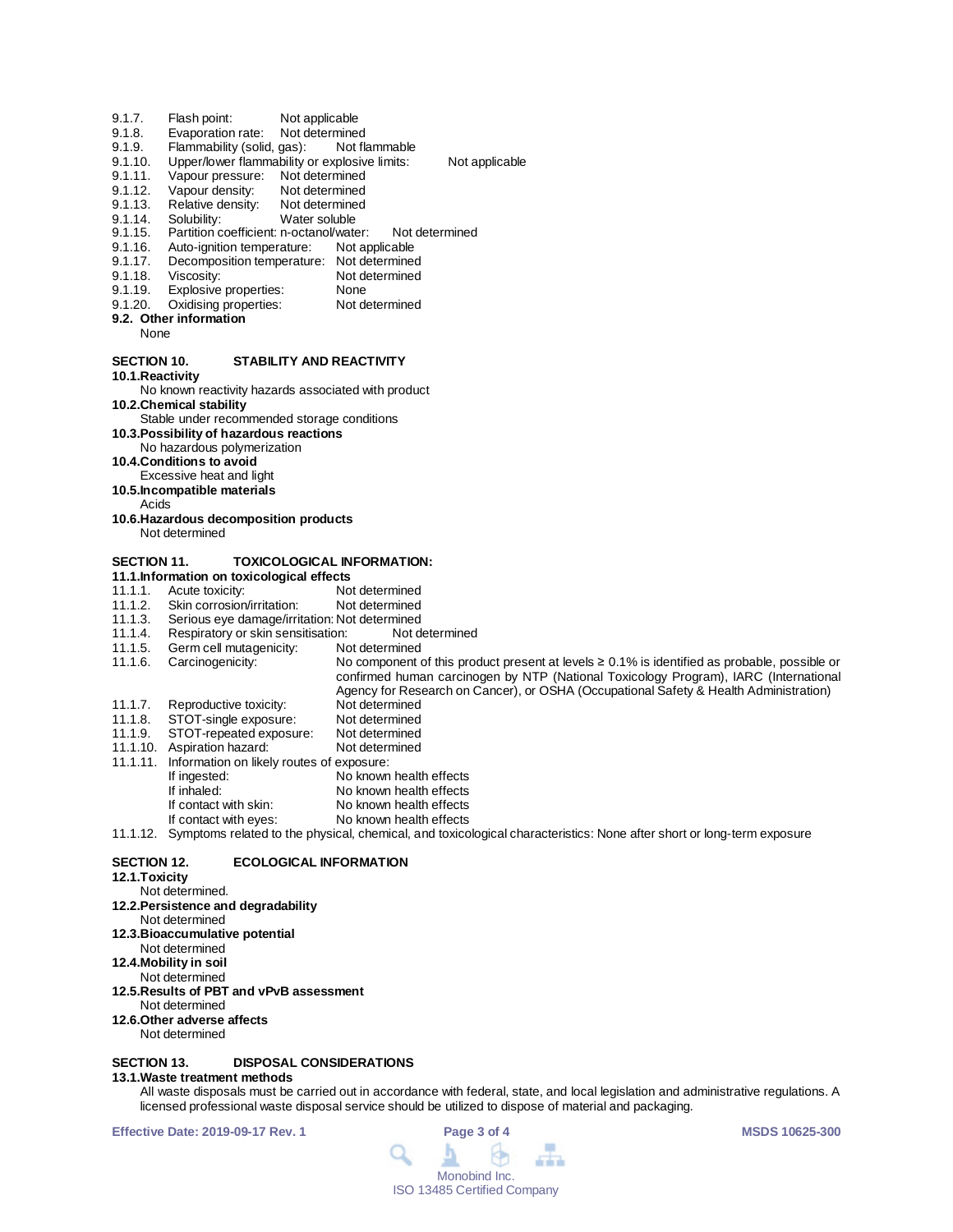9.1.7. Flash point: Not applicable
9.1.8. Evaporation rate: Not determined
9.1.9. Flammability (solid, gas): Not flammable
9.1.10. Upper/lower flammability or explosive limits: Not applicable
9.1.11. Vapour pressure: Not determined
9.1.12. Vapour density: Not determined
9.1.13. Relative density: Not determined
9.1.14. Solubility: Water soluble
9.1.15. Partition coefficient: n-octanol/water: Not determined
9.1.16. Auto-ignition temperature: Not applicable
9.1.17. Decomposition temperature: Not determined
9.1.18. Viscosity: Not determined
9.1.19. Explosive properties: None
9.1.20. Oxidising properties: Not determined

**9.2. Other information**

None

## SECTION 10. STABILITY AND REACTIVITY

**10.1. Reactivity**

No known reactivity hazards associated with product

**10.2. Chemical stability**

Stable under recommended storage conditions

**10.3. Possibility of hazardous reactions**

No hazardous polymerization

**10.4. Conditions to avoid**

Excessive heat and light

**10.5. Incompatible materials**

Acids

**10.6. Hazardous decomposition products**

Not determined

## SECTION 11. TOXICOLOGICAL INFORMATION:

**11.1. Information on toxicological effects**

11.1.1. Acute toxicity: Not determined
11.1.2. Skin corrosion/irritation: Not determined
11.1.3. Serious eye damage/irritation: Not determined
11.1.4. Respiratory or skin sensitisation: Not determined
11.1.5. Germ cell mutagenicity: Not determined
11.1.6. Carcinogenicity: No component of this product present at levels ≥ 0.1% is identified as probable, possible or confirmed human carcinogen by NTP (National Toxicology Program), IARC (International Agency for Research on Cancer), or OSHA (Occupational Safety & Health Administration)
11.1.7. Reproductive toxicity: Not determined
11.1.8. STOT-single exposure: Not determined
11.1.9. STOT-repeated exposure: Not determined
11.1.10. Aspiration hazard: Not determined
11.1.11. Information on likely routes of exposure:
- If ingested: No known health effects
- If inhaled: No known health effects
- If contact with skin: No known health effects
- If contact with eyes: No known health effects

11.1.12. Symptoms related to the physical, chemical, and toxicological characteristics: None after short or long-term exposure

## SECTION 12. ECOLOGICAL INFORMATION

**12.1. Toxicity**

Not determined.

**12.2. Persistence and degradability**

Not determined

**12.3. Bioaccumulative potential**

Not determined

**12.4. Mobility in soil**

Not determined

**12.5. Results of PBT and vPvB assessment**

Not determined

**12.6. Other adverse affects**

Not determined

## SECTION 13. DISPOSAL CONSIDERATIONS

**13.1. Waste treatment methods**

All waste disposals must be carried out in accordance with federal, state, and local legislation and administrative regulations. A licensed professional waste disposal service should be utilized to dispose of material and packaging.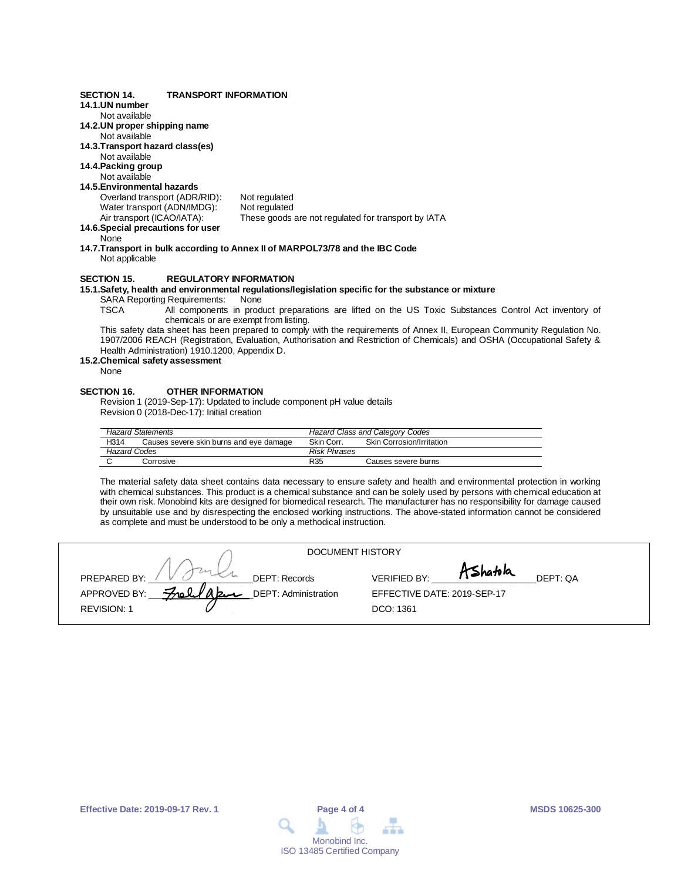## SECTION 14. TRANSPORT INFORMATION

**14.1.UN number**
Not available

**14.2.UN proper shipping name**
Not available

**14.3.Transport hazard class(es)**
Not available

**14.4.Packing group**
Not available

**14.5.Environmental hazards**

Overland transport (ADR/RID): Not regulated
Water transport (ADN/IMDG): Not regulated
Air transport (ICAO/IATA): These goods are not regulated for transport by IATA

**14.6.Special precautions for user**
None

**14.7.Transport in bulk according to Annex II of MARPOL73/78 and the IBC Code**
Not applicable

## SECTION 15. REGULATORY INFORMATION

**15.1.Safety, health and environmental regulations/legislation specific for the substance or mixture**

SARA Reporting Requirements: None

TSCA All components in product preparations are lifted on the US Toxic Substances Control Act inventory of chemicals or are exempt from listing.

This safety data sheet has been prepared to comply with the requirements of Annex II, European Community Regulation No. 1907/2006 REACH (Registration, Evaluation, Authorisation and Restriction of Chemicals) and OSHA (Occupational Safety & Health Administration) 1910.1200, Appendix D.

**15.2.Chemical safety assessment**
None

## SECTION 16. OTHER INFORMATION

Revision 1 (2019-Sep-17): Updated to include component pH value details
Revision 0 (2018-Dec-17): Initial creation

| *Hazard Statements* | | *Hazard Class and Category Codes* | |
|---|---|---|---|
| H314 | Causes severe skin burns and eye damage | Skin Corr. | Skin Corrosion/Irritation |
| *Hazard Codes* | | *Risk Phrases* | |
| C | Corrosive | R35 | Causes severe burns |

The material safety data sheet contains data necessary to ensure safety and health and environmental protection in working with chemical substances. This product is a chemical substance and can be solely used by persons with chemical education at their own risk. Monobind kits are designed for biomedical research. The manufacturer has no responsibility for damage caused by unsuitable use and by disrespecting the enclosed working instructions. The above-stated information cannot be considered as complete and must be understood to be only a methodical instruction.

| DOCUMENT HISTORY | | | |
|---|---|---|---|
| PREPARED BY: | DEPT: Records | VERIFIED BY: AShatola | DEPT: QA |
| APPROVED BY: | DEPT: Administration | EFFECTIVE DATE: 2019-SEP-17 | |
| REVISION: 1 | | DCO: 1361 | |